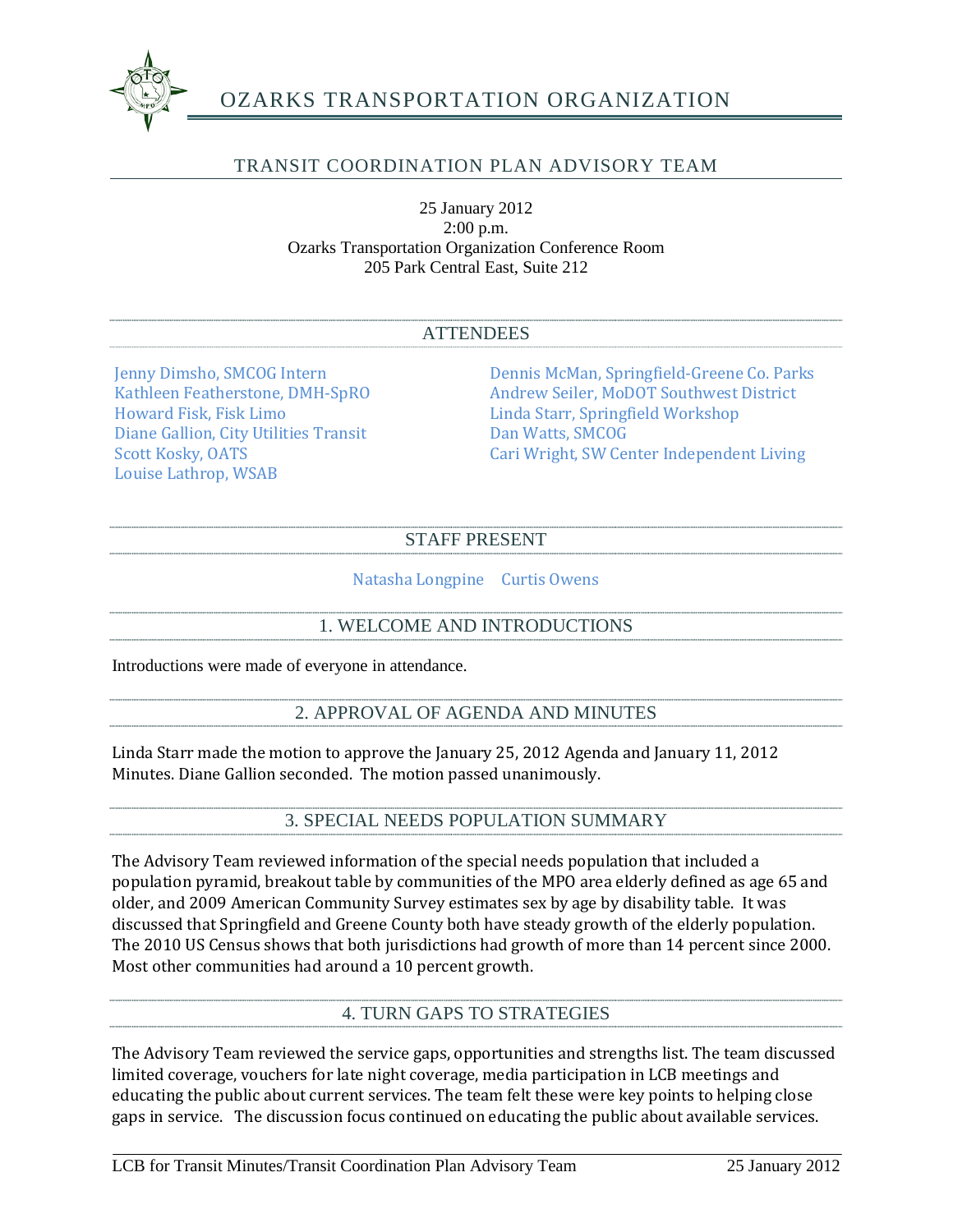# OZARKS TRANSPORTATION ORGANIZATION

## TRANSIT COORDINATION PLAN ADVISORY TEAM

25 January 2012
2:00 p.m.
Ozarks Transportation Organization Conference Room
205 Park Central East, Suite 212

### ATTENDEES

Jenny Dimsho, SMCOG Intern
Kathleen Featherstone, DMH-SpRO
Howard Fisk, Fisk Limo
Diane Gallion, City Utilities Transit
Scott Kosky, OATS
Louise Lathrop, WSAB
Dennis McMan, Springfield-Greene Co. Parks
Andrew Seiler, MoDOT Southwest District
Linda Starr, Springfield Workshop
Dan Watts, SMCOG
Cari Wright, SW Center Independent Living

### STAFF PRESENT

Natasha Longpine
Curtis Owens

### 1. WELCOME AND INTRODUCTIONS

Introductions were made of everyone in attendance.

### 2. APPROVAL OF AGENDA AND MINUTES

Linda Starr made the motion to approve the January 25, 2012 Agenda and January 11, 2012 Minutes. Diane Gallion seconded. The motion passed unanimously.

### 3. SPECIAL NEEDS POPULATION SUMMARY

The Advisory Team reviewed information of the special needs population that included a population pyramid, breakout table by communities of the MPO area elderly defined as age 65 and older, and 2009 American Community Survey estimates sex by age by disability table. It was discussed that Springfield and Greene County both have steady growth of the elderly population. The 2010 US Census shows that both jurisdictions had growth of more than 14 percent since 2000. Most other communities had around a 10 percent growth.

### 4. TURN GAPS TO STRATEGIES

The Advisory Team reviewed the service gaps, opportunities and strengths list. The team discussed limited coverage, vouchers for late night coverage, media participation in LCB meetings and educating the public about current services. The team felt these were key points to helping close gaps in service. The discussion focus continued on educating the public about available services.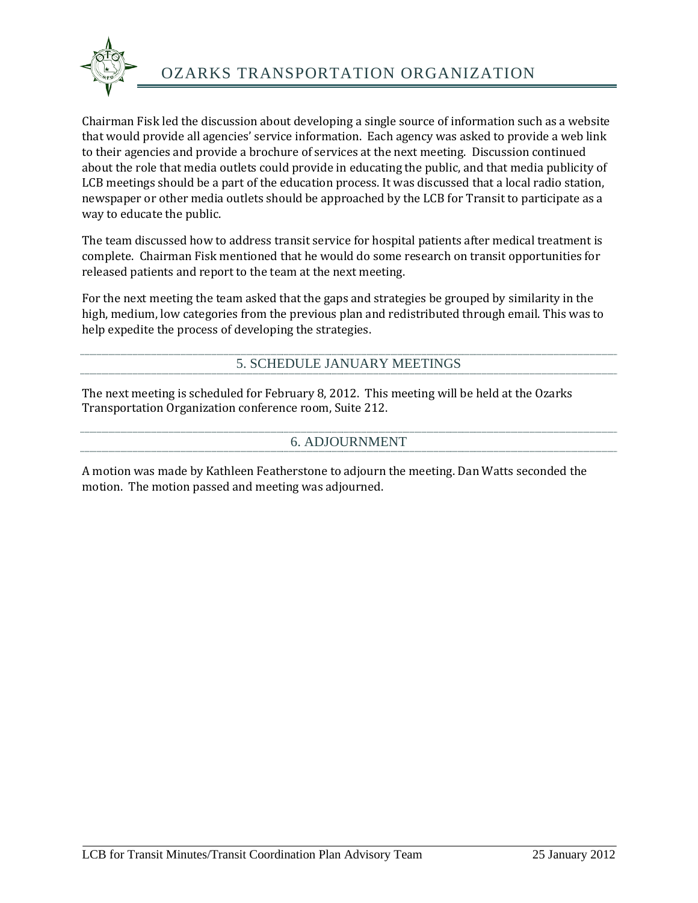Chairman Fisk led the discussion about developing a single source of information such as a website that would provide all agencies' service information. Each agency was asked to provide a web link to their agencies and provide a brochure of services at the next meeting. Discussion continued about the role that media outlets could provide in educating the public, and that media publicity of LCB meetings should be a part of the education process. It was discussed that a local radio station, newspaper or other media outlets should be approached by the LCB for Transit to participate as a way to educate the public.

The team discussed how to address transit service for hospital patients after medical treatment is complete. Chairman Fisk mentioned that he would do some research on transit opportunities for released patients and report to the team at the next meeting.

For the next meeting the team asked that the gaps and strategies be grouped by similarity in the high, medium, low categories from the previous plan and redistributed through email. This was to help expedite the process of developing the strategies.

## 5. SCHEDULE JANUARY MEETINGS

The next meeting is scheduled for February 8, 2012. This meeting will be held at the Ozarks Transportation Organization conference room, Suite 212.

## 6. ADJOURNMENT

A motion was made by Kathleen Featherstone to adjourn the meeting. Dan Watts seconded the motion. The motion passed and meeting was adjourned.